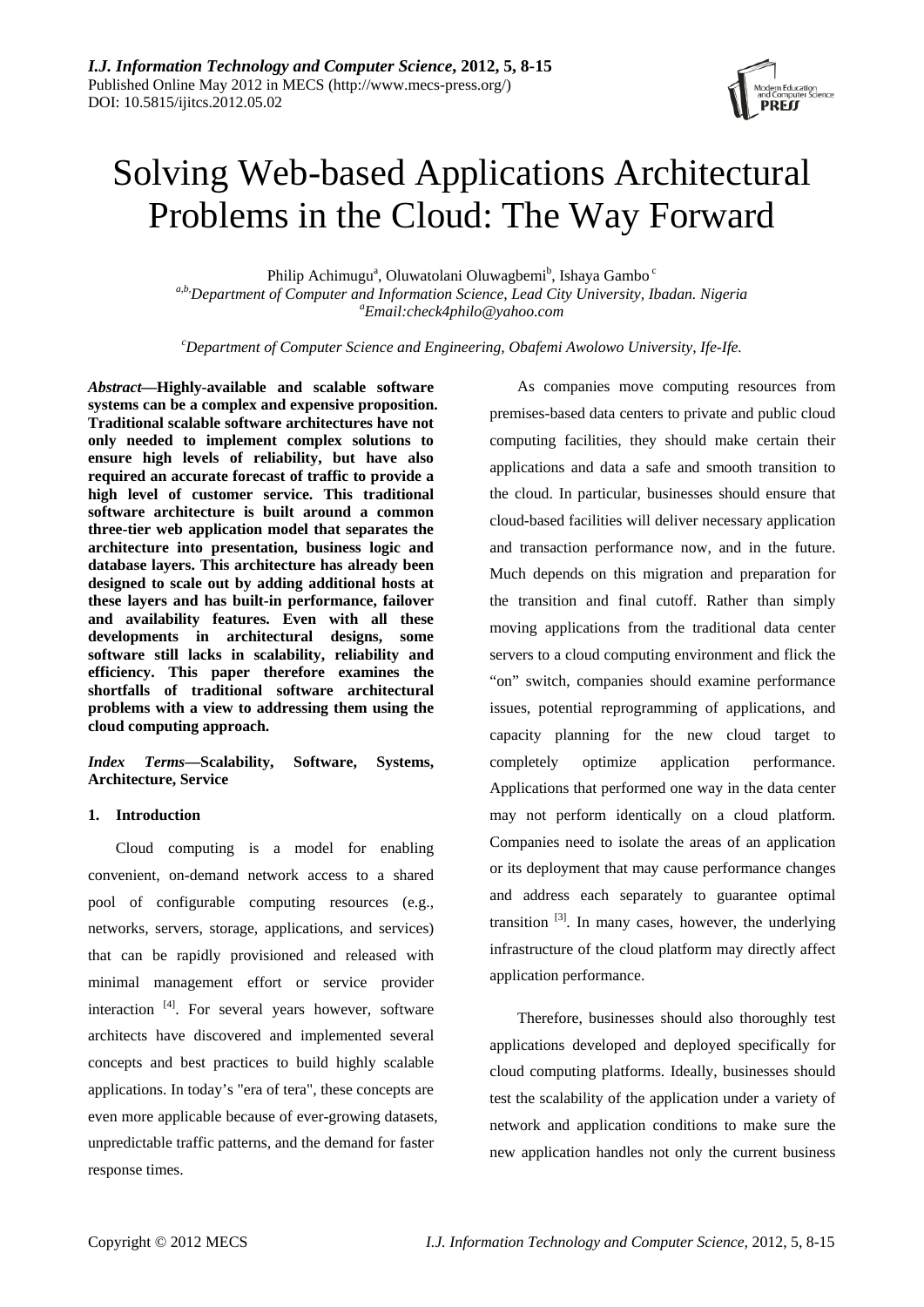# Solving Web-based Applications Architectural Problems in the Cloud: The Way Forward

Philip Achimugu[a], Oluwatolani Oluwagbemi[b], Ishaya Gambo[c]

[a,b,]Department of Computer and Information Science, Lead City University, Ibadan. Nigeria

[a]Email:check4philo@yahoo.com

[c]Department of Computer Science and Engineering, Obafemi Awolowo University, Ife-Ife.

***Abstract*—Highly-available and scalable software systems can be a complex and expensive proposition. Traditional scalable software architectures have not only needed to implement complex solutions to ensure high levels of reliability, but have also required an accurate forecast of traffic to provide a high level of customer service. This traditional software architecture is built around a common three-tier web application model that separates the architecture into presentation, business logic and database layers. This architecture has already been designed to scale out by adding additional hosts at these layers and has built-in performance, failover and availability features. Even with all these developments in architectural designs, some software still lacks in scalability, reliability and efficiency. This paper therefore examines the shortfalls of traditional software architectural problems with a view to addressing them using the cloud computing approach.**

***Index Terms*—Scalability, Software, Systems, Architecture, Service**

## 1. Introduction

Cloud computing is a model for enabling convenient, on-demand network access to a shared pool of configurable computing resources (e.g., networks, servers, storage, applications, and services) that can be rapidly provisioned and released with minimal management effort or service provider interaction [4]. For several years however, software architects have discovered and implemented several concepts and best practices to build highly scalable applications. In today's "era of tera", these concepts are even more applicable because of ever-growing datasets, unpredictable traffic patterns, and the demand for faster response times.

As companies move computing resources from premises-based data centers to private and public cloud computing facilities, they should make certain their applications and data a safe and smooth transition to the cloud. In particular, businesses should ensure that cloud-based facilities will deliver necessary application and transaction performance now, and in the future. Much depends on this migration and preparation for the transition and final cutoff. Rather than simply moving applications from the traditional data center servers to a cloud computing environment and flick the "on" switch, companies should examine performance issues, potential reprogramming of applications, and capacity planning for the new cloud target to completely optimize application performance. Applications that performed one way in the data center may not perform identically on a cloud platform. Companies need to isolate the areas of an application or its deployment that may cause performance changes and address each separately to guarantee optimal transition [3]. In many cases, however, the underlying infrastructure of the cloud platform may directly affect application performance.

Therefore, businesses should also thoroughly test applications developed and deployed specifically for cloud computing platforms. Ideally, businesses should test the scalability of the application under a variety of network and application conditions to make sure the new application handles not only the current business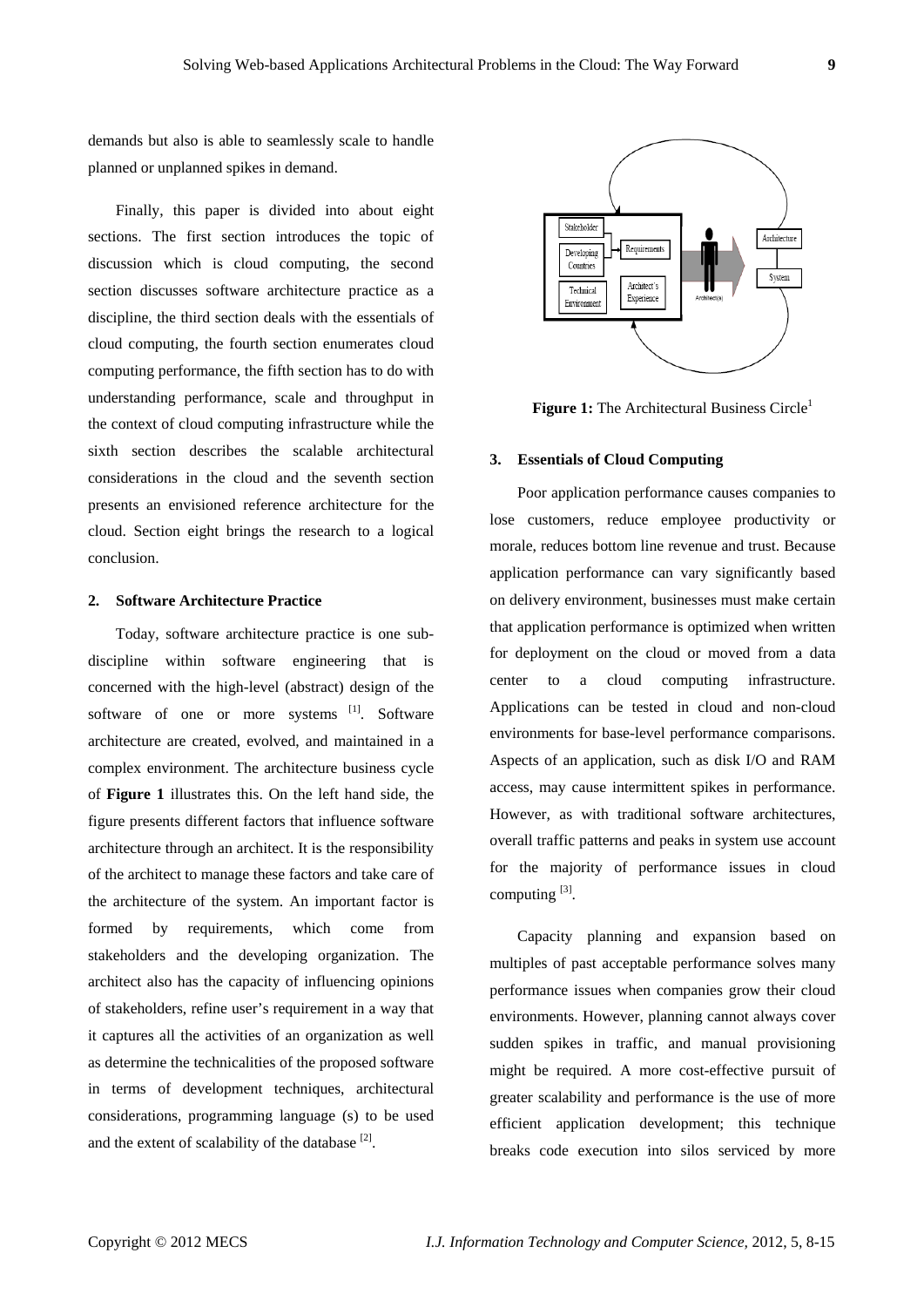demands but also is able to seamlessly scale to handle planned or unplanned spikes in demand.

Finally, this paper is divided into about eight sections. The first section introduces the topic of discussion which is cloud computing, the second section discusses software architecture practice as a discipline, the third section deals with the essentials of cloud computing, the fourth section enumerates cloud computing performance, the fifth section has to do with understanding performance, scale and throughput in the context of cloud computing infrastructure while the sixth section describes the scalable architectural considerations in the cloud and the seventh section presents an envisioned reference architecture for the cloud. Section eight brings the research to a logical conclusion.

## 2. Software Architecture Practice

Today, software architecture practice is one sub-discipline within software engineering that is concerned with the high-level (abstract) design of the software of one or more systems [1]. Software architecture are created, evolved, and maintained in a complex environment. The architecture business cycle of **Figure 1** illustrates this. On the left hand side, the figure presents different factors that influence software architecture through an architect. It is the responsibility of the architect to manage these factors and take care of the architecture of the system. An important factor is formed by requirements, which come from stakeholders and the developing organization. The architect also has the capacity of influencing opinions of stakeholders, refine user's requirement in a way that it captures all the activities of an organization as well as determine the technicalities of the proposed software in terms of development techniques, architectural considerations, programming language (s) to be used and the extent of scalability of the database [2].

**Figure 1:** The Architectural Business Circle[1]

## 3. Essentials of Cloud Computing

Poor application performance causes companies to lose customers, reduce employee productivity or morale, reduces bottom line revenue and trust. Because application performance can vary significantly based on delivery environment, businesses must make certain that application performance is optimized when written for deployment on the cloud or moved from a data center to a cloud computing infrastructure. Applications can be tested in cloud and non-cloud environments for base-level performance comparisons. Aspects of an application, such as disk I/O and RAM access, may cause intermittent spikes in performance. However, as with traditional software architectures, overall traffic patterns and peaks in system use account for the majority of performance issues in cloud computing [3].

Capacity planning and expansion based on multiples of past acceptable performance solves many performance issues when companies grow their cloud environments. However, planning cannot always cover sudden spikes in traffic, and manual provisioning might be required. A more cost-effective pursuit of greater scalability and performance is the use of more efficient application development; this technique breaks code execution into silos serviced by more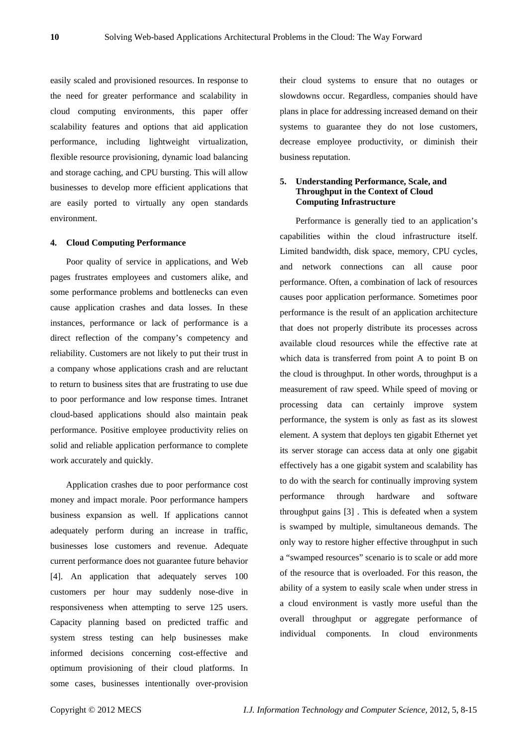easily scaled and provisioned resources. In response to the need for greater performance and scalability in cloud computing environments, this paper offer scalability features and options that aid application performance, including lightweight virtualization, flexible resource provisioning, dynamic load balancing and storage caching, and CPU bursting. This will allow businesses to develop more efficient applications that are easily ported to virtually any open standards environment.

## 4. Cloud Computing Performance

Poor quality of service in applications, and Web pages frustrates employees and customers alike, and some performance problems and bottlenecks can even cause application crashes and data losses. In these instances, performance or lack of performance is a direct reflection of the company's competency and reliability. Customers are not likely to put their trust in a company whose applications crash and are reluctant to return to business sites that are frustrating to use due to poor performance and low response times. Intranet cloud-based applications should also maintain peak performance. Positive employee productivity relies on solid and reliable application performance to complete work accurately and quickly.

Application crashes due to poor performance cost money and impact morale. Poor performance hampers business expansion as well. If applications cannot adequately perform during an increase in traffic, businesses lose customers and revenue. Adequate current performance does not guarantee future behavior [4]. An application that adequately serves 100 customers per hour may suddenly nose-dive in responsiveness when attempting to serve 125 users. Capacity planning based on predicted traffic and system stress testing can help businesses make informed decisions concerning cost-effective and optimum provisioning of their cloud platforms. In some cases, businesses intentionally over-provision their cloud systems to ensure that no outages or slowdowns occur. Regardless, companies should have plans in place for addressing increased demand on their systems to guarantee they do not lose customers, decrease employee productivity, or diminish their business reputation.

## 5. Understanding Performance, Scale, and Throughput in the Context of Cloud Computing Infrastructure

Performance is generally tied to an application's capabilities within the cloud infrastructure itself. Limited bandwidth, disk space, memory, CPU cycles, and network connections can all cause poor performance. Often, a combination of lack of resources causes poor application performance. Sometimes poor performance is the result of an application architecture that does not properly distribute its processes across available cloud resources while the effective rate at which data is transferred from point A to point B on the cloud is throughput. In other words, throughput is a measurement of raw speed. While speed of moving or processing data can certainly improve system performance, the system is only as fast as its slowest element. A system that deploys ten gigabit Ethernet yet its server storage can access data at only one gigabit effectively has a one gigabit system and scalability has to do with the search for continually improving system performance through hardware and software throughput gains [3] . This is defeated when a system is swamped by multiple, simultaneous demands. The only way to restore higher effective throughput in such a "swamped resources" scenario is to scale or add more of the resource that is overloaded. For this reason, the ability of a system to easily scale when under stress in a cloud environment is vastly more useful than the overall throughput or aggregate performance of individual components. In cloud environments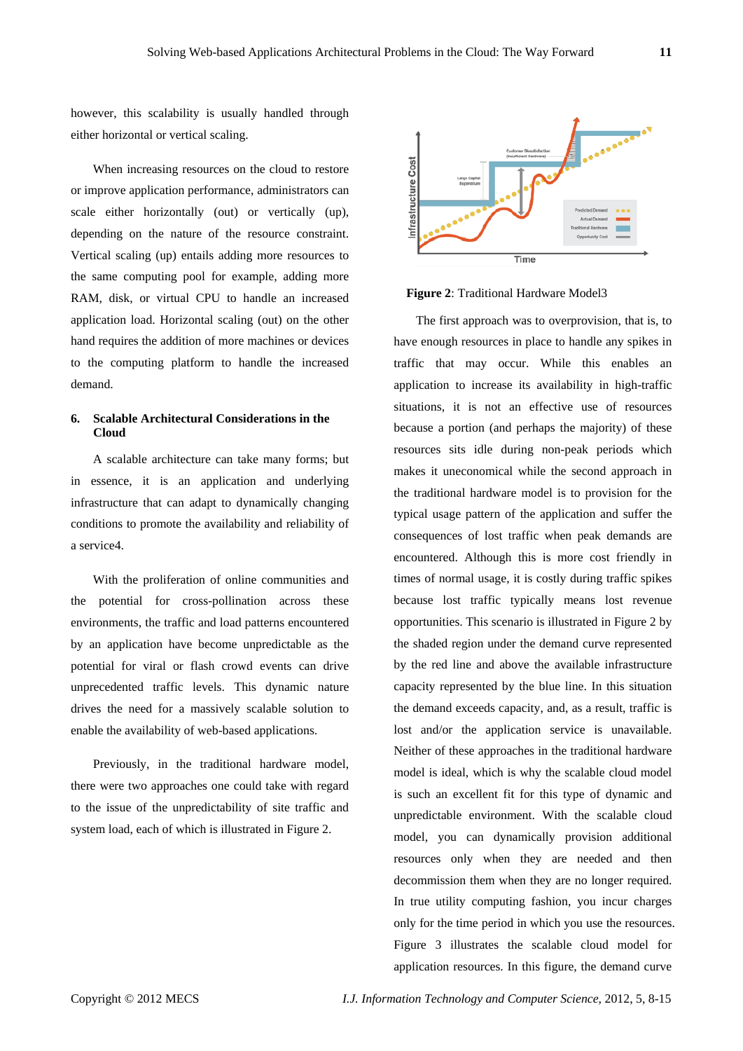however, this scalability is usually handled through either horizontal or vertical scaling.

When increasing resources on the cloud to restore or improve application performance, administrators can scale either horizontally (out) or vertically (up), depending on the nature of the resource constraint. Vertical scaling (up) entails adding more resources to the same computing pool for example, adding more RAM, disk, or virtual CPU to handle an increased application load. Horizontal scaling (out) on the other hand requires the addition of more machines or devices to the computing platform to handle the increased demand.

## 6. Scalable Architectural Considerations in the Cloud

A scalable architecture can take many forms; but in essence, it is an application and underlying infrastructure that can adapt to dynamically changing conditions to promote the availability and reliability of a service4.

With the proliferation of online communities and the potential for cross-pollination across these environments, the traffic and load patterns encountered by an application have become unpredictable as the potential for viral or flash crowd events can drive unprecedented traffic levels. This dynamic nature drives the need for a massively scalable solution to enable the availability of web-based applications.

Previously, in the traditional hardware model, there were two approaches one could take with regard to the issue of the unpredictability of site traffic and system load, each of which is illustrated in Figure 2.

**Figure 2**: Traditional Hardware Model3

The first approach was to overprovision, that is, to have enough resources in place to handle any spikes in traffic that may occur. While this enables an application to increase its availability in high-traffic situations, it is not an effective use of resources because a portion (and perhaps the majority) of these resources sits idle during non-peak periods which makes it uneconomical while the second approach in the traditional hardware model is to provision for the typical usage pattern of the application and suffer the consequences of lost traffic when peak demands are encountered. Although this is more cost friendly in times of normal usage, it is costly during traffic spikes because lost traffic typically means lost revenue opportunities. This scenario is illustrated in Figure 2 by the shaded region under the demand curve represented by the red line and above the available infrastructure capacity represented by the blue line. In this situation the demand exceeds capacity, and, as a result, traffic is lost and/or the application service is unavailable. Neither of these approaches in the traditional hardware model is ideal, which is why the scalable cloud model is such an excellent fit for this type of dynamic and unpredictable environment. With the scalable cloud model, you can dynamically provision additional resources only when they are needed and then decommission them when they are no longer required. In true utility computing fashion, you incur charges only for the time period in which you use the resources. Figure 3 illustrates the scalable cloud model for application resources. In this figure, the demand curve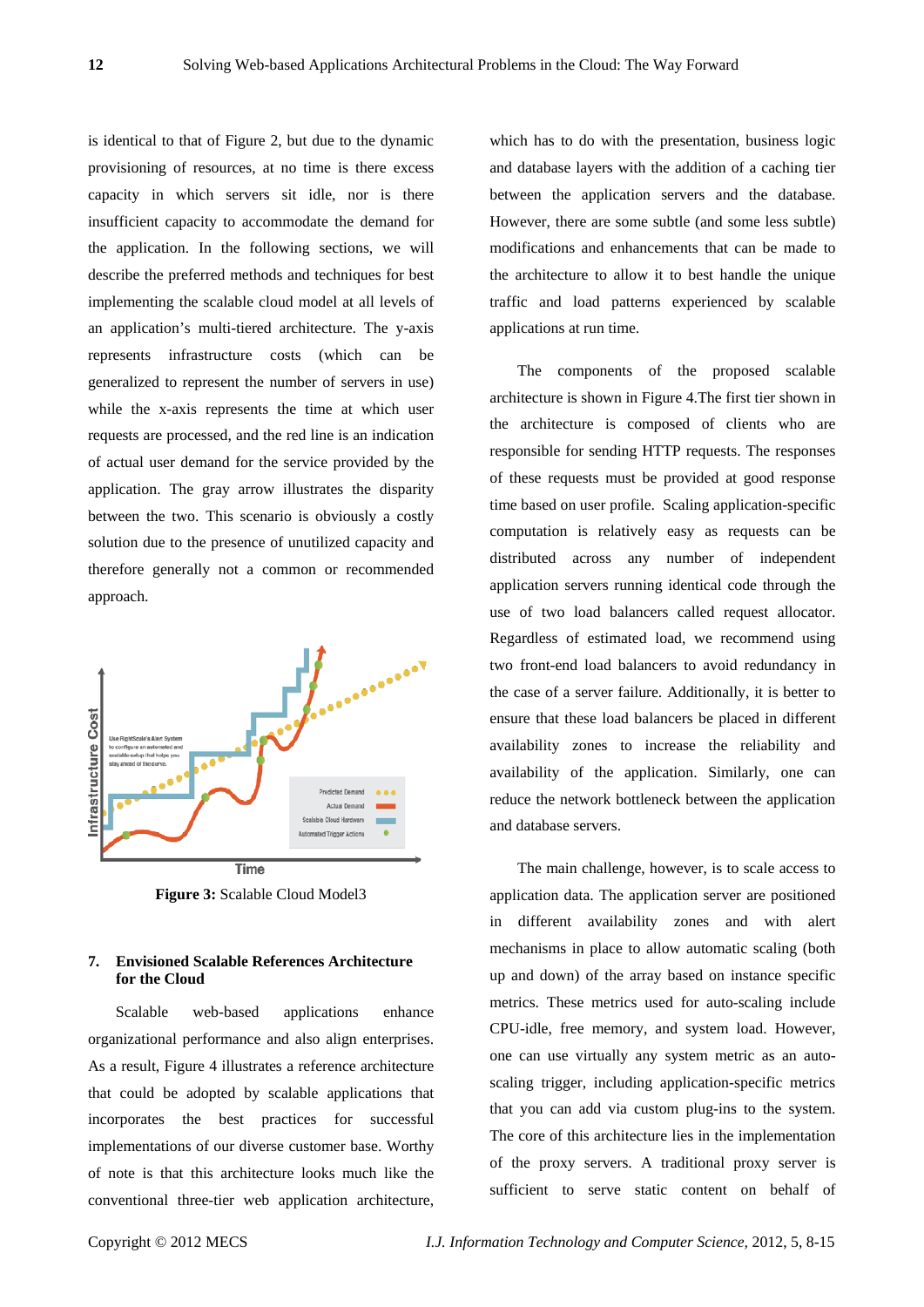is identical to that of Figure 2, but due to the dynamic provisioning of resources, at no time is there excess capacity in which servers sit idle, nor is there insufficient capacity to accommodate the demand for the application. In the following sections, we will describe the preferred methods and techniques for best implementing the scalable cloud model at all levels of an application's multi-tiered architecture. The y-axis represents infrastructure costs (which can be generalized to represent the number of servers in use) while the x-axis represents the time at which user requests are processed, and the red line is an indication of actual user demand for the service provided by the application. The gray arrow illustrates the disparity between the two. This scenario is obviously a costly solution due to the presence of unutilized capacity and therefore generally not a common or recommended approach.

**Figure 3:** Scalable Cloud Model3

## 7. Envisioned Scalable References Architecture for the Cloud

Scalable web-based applications enhance organizational performance and also align enterprises. As a result, Figure 4 illustrates a reference architecture that could be adopted by scalable applications that incorporates the best practices for successful implementations of our diverse customer base. Worthy of note is that this architecture looks much like the conventional three-tier web application architecture, which has to do with the presentation, business logic and database layers with the addition of a caching tier between the application servers and the database. However, there are some subtle (and some less subtle) modifications and enhancements that can be made to the architecture to allow it to best handle the unique traffic and load patterns experienced by scalable applications at run time.

The components of the proposed scalable architecture is shown in Figure 4.The first tier shown in the architecture is composed of clients who are responsible for sending HTTP requests. The responses of these requests must be provided at good response time based on user profile. Scaling application-specific computation is relatively easy as requests can be distributed across any number of independent application servers running identical code through the use of two load balancers called request allocator. Regardless of estimated load, we recommend using two front-end load balancers to avoid redundancy in the case of a server failure. Additionally, it is better to ensure that these load balancers be placed in different availability zones to increase the reliability and availability of the application. Similarly, one can reduce the network bottleneck between the application and database servers.

The main challenge, however, is to scale access to application data. The application server are positioned in different availability zones and with alert mechanisms in place to allow automatic scaling (both up and down) of the array based on instance specific metrics. These metrics used for auto-scaling include CPU-idle, free memory, and system load. However, one can use virtually any system metric as an auto-scaling trigger, including application-specific metrics that you can add via custom plug-ins to the system. The core of this architecture lies in the implementation of the proxy servers. A traditional proxy server is sufficient to serve static content on behalf of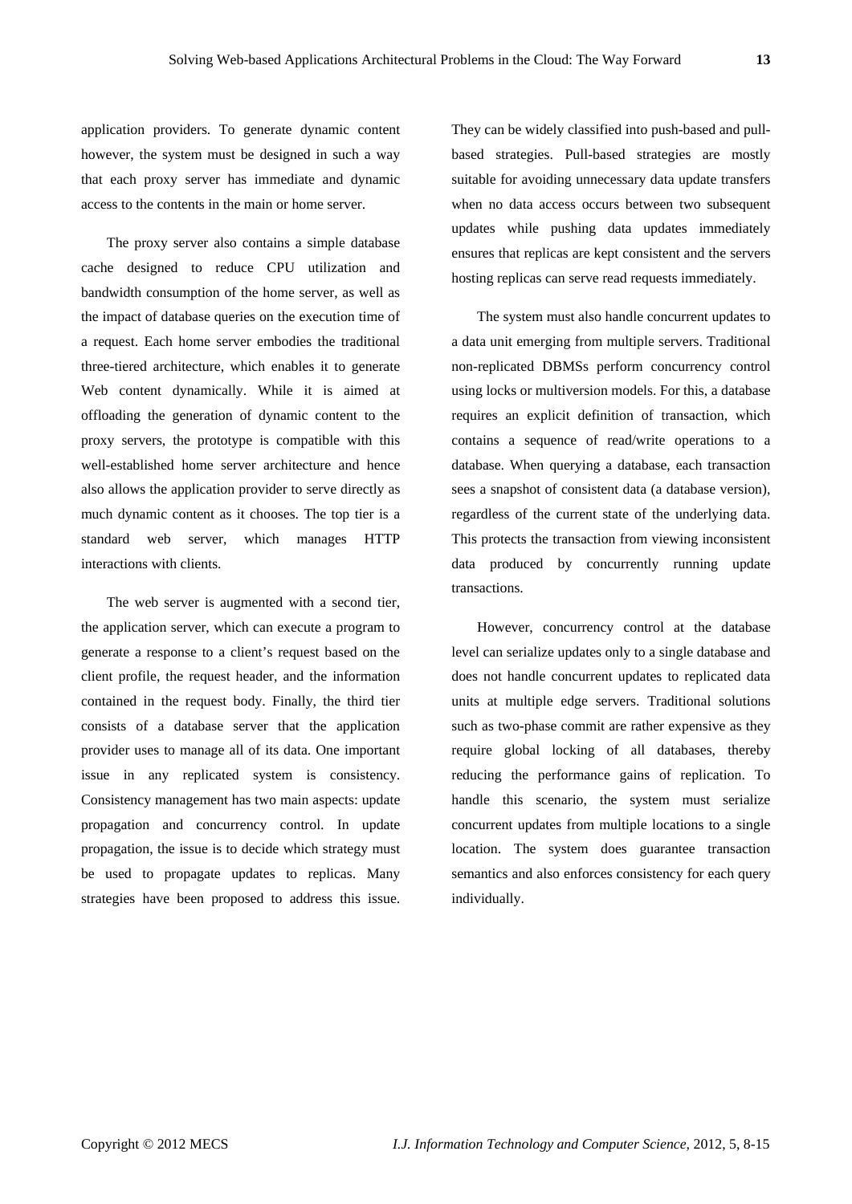application providers. To generate dynamic content however, the system must be designed in such a way that each proxy server has immediate and dynamic access to the contents in the main or home server.

The proxy server also contains a simple database cache designed to reduce CPU utilization and bandwidth consumption of the home server, as well as the impact of database queries on the execution time of a request. Each home server embodies the traditional three-tiered architecture, which enables it to generate Web content dynamically. While it is aimed at offloading the generation of dynamic content to the proxy servers, the prototype is compatible with this well-established home server architecture and hence also allows the application provider to serve directly as much dynamic content as it chooses. The top tier is a standard web server, which manages HTTP interactions with clients.

The web server is augmented with a second tier, the application server, which can execute a program to generate a response to a client's request based on the client profile, the request header, and the information contained in the request body. Finally, the third tier consists of a database server that the application provider uses to manage all of its data. One important issue in any replicated system is consistency. Consistency management has two main aspects: update propagation and concurrency control. In update propagation, the issue is to decide which strategy must be used to propagate updates to replicas. Many strategies have been proposed to address this issue. They can be widely classified into push-based and pull-based strategies. Pull-based strategies are mostly suitable for avoiding unnecessary data update transfers when no data access occurs between two subsequent updates while pushing data updates immediately ensures that replicas are kept consistent and the servers hosting replicas can serve read requests immediately.

The system must also handle concurrent updates to a data unit emerging from multiple servers. Traditional non-replicated DBMSs perform concurrency control using locks or multiversion models. For this, a database requires an explicit definition of transaction, which contains a sequence of read/write operations to a database. When querying a database, each transaction sees a snapshot of consistent data (a database version), regardless of the current state of the underlying data. This protects the transaction from viewing inconsistent data produced by concurrently running update transactions.

However, concurrency control at the database level can serialize updates only to a single database and does not handle concurrent updates to replicated data units at multiple edge servers. Traditional solutions such as two-phase commit are rather expensive as they require global locking of all databases, thereby reducing the performance gains of replication. To handle this scenario, the system must serialize concurrent updates from multiple locations to a single location. The system does guarantee transaction semantics and also enforces consistency for each query individually.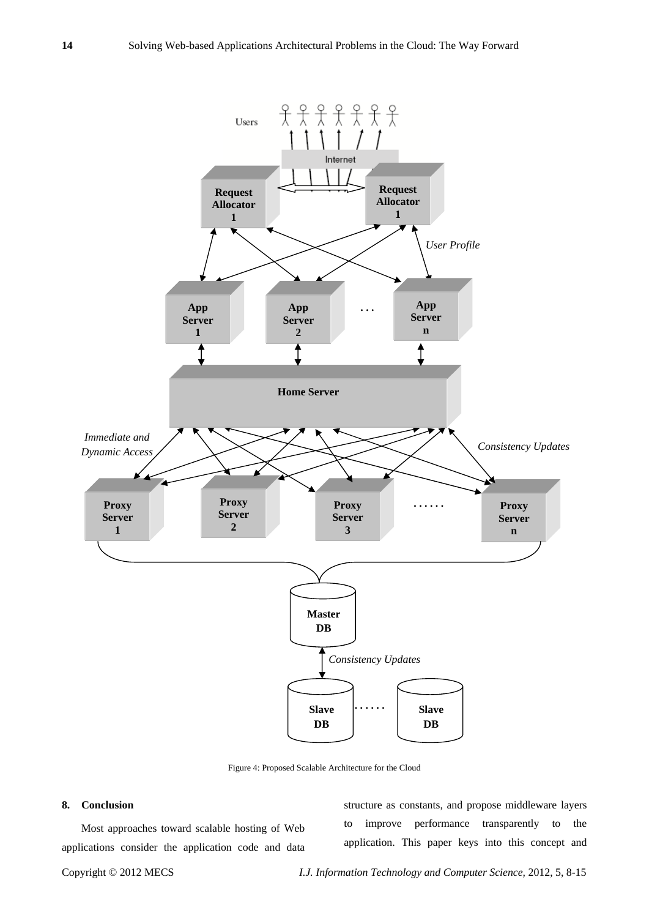Figure 4: Proposed Scalable Architecture for the Cloud

## 8. Conclusion

Most approaches toward scalable hosting of Web applications consider the application code and data structure as constants, and propose middleware layers to improve performance transparently to the application. This paper keys into this concept and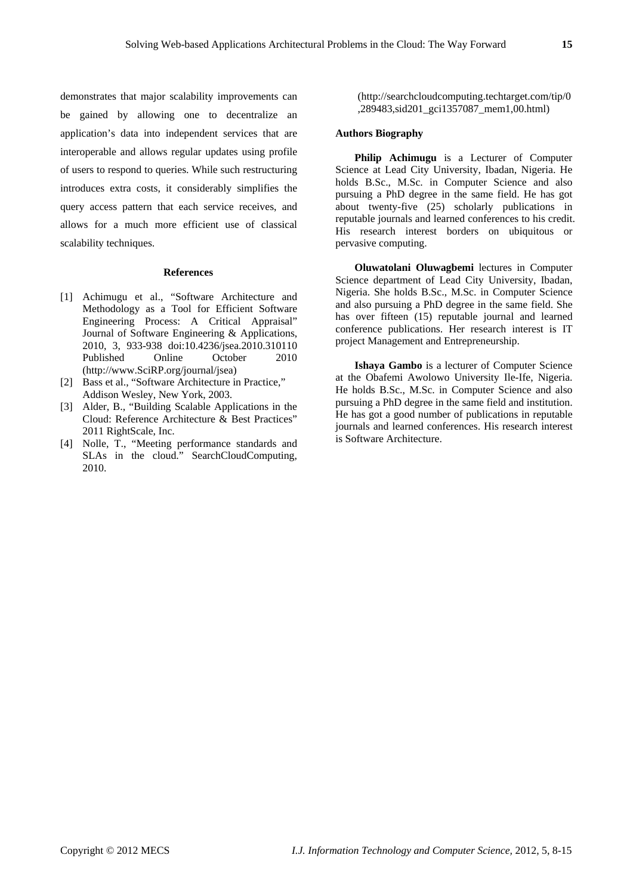demonstrates that major scalability improvements can be gained by allowing one to decentralize an application's data into independent services that are interoperable and allows regular updates using profile of users to respond to queries. While such restructuring introduces extra costs, it considerably simplifies the query access pattern that each service receives, and allows for a much more efficient use of classical scalability techniques.

## References

[1] Achimugu et al., "Software Architecture and Methodology as a Tool for Efficient Software Engineering Process: A Critical Appraisal" Journal of Software Engineering & Applications, 2010, 3, 933-938 doi:10.4236/jsea.2010.310110 Published Online October 2010 (http://www.SciRP.org/journal/jsea)

[2] Bass et al., "Software Architecture in Practice," Addison Wesley, New York, 2003.

[3] Alder, B., "Building Scalable Applications in the Cloud: Reference Architecture & Best Practices" 2011 RightScale, Inc.

[4] Nolle, T., "Meeting performance standards and SLAs in the cloud." SearchCloudComputing, 2010. (http://searchcloudcomputing.techtarget.com/tip/0,289483,sid201_gci1357087_mem1,00.html)

**Authors Biography**

**Philip Achimugu** is a Lecturer of Computer Science at Lead City University, Ibadan, Nigeria. He holds B.Sc., M.Sc. in Computer Science and also pursuing a PhD degree in the same field. He has got about twenty-five (25) scholarly publications in reputable journals and learned conferences to his credit. His research interest borders on ubiquitous or pervasive computing.

**Oluwatolani Oluwagbemi** lectures in Computer Science department of Lead City University, Ibadan, Nigeria. She holds B.Sc., M.Sc. in Computer Science and also pursuing a PhD degree in the same field. She has over fifteen (15) reputable journal and learned conference publications. Her research interest is IT project Management and Entrepreneurship.

**Ishaya Gambo** is a lecturer of Computer Science at the Obafemi Awolowo University Ile-Ife, Nigeria. He holds B.Sc., M.Sc. in Computer Science and also pursuing a PhD degree in the same field and institution. He has got a good number of publications in reputable journals and learned conferences. His research interest is Software Architecture.